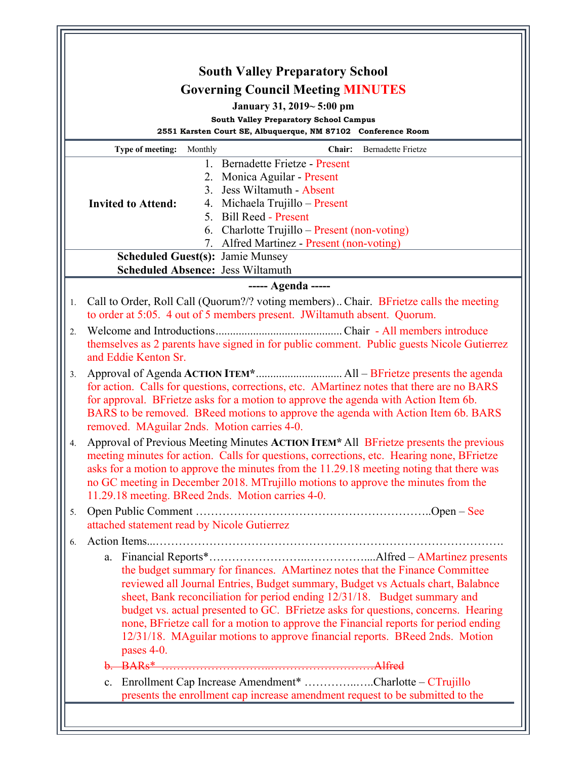# South Valley Preparatory School

## Governing Council Meeting MINUTES

**January 31, 2019~ 5:00 pm**

**South Valley Preparatory School Campus**

**2551 Karsten Court SE, Albuquerque, NM 87102 Conference Room**

| **Type of meeting:** Monthly | **Chair:** Bernadette Frietze |
|---|---|
| **Invited to Attend:** | 1. Bernadette Frietze - Present<br>2. Monica Aguilar - Present<br>3. Jess Wiltamuth - Absent<br>4. Michaela Trujillo – Present<br>5. Bill Reed - Present<br>6. Charlotte Trujillo – Present (non-voting)<br>7. Alfred Martinez - Present (non-voting) |
| **Scheduled Guest(s):** | Jamie Munsey |
| **Scheduled Absence:** | Jess Wiltamuth |

----- Agenda -----

1. Call to Order, Roll Call (Quorum?/? voting members).. Chair. BFrietze calls the meeting to order at 5:05. 4 out of 5 members present. JWiltamuth absent. Quorum.
2. Welcome and Introductions........................................... Chair - All members introduce themselves as 2 parents have signed in for public comment. Public guests Nicole Gutierrez and Eddie Kenton Sr.
3. Approval of Agenda **ACTION ITEM*** .............................. All – BFrietze presents the agenda for action. Calls for questions, corrections, etc. AMartinez notes that there are no BARS for approval. BFrietze asks for a motion to approve the agenda with Action Item 6b. BARS to be removed. BReed motions to approve the agenda with Action Item 6b. BARS removed. MAguilar 2nds. Motion carries 4-0.
4. Approval of Previous Meeting Minutes **ACTION ITEM*** All BFrietze presents the previous meeting minutes for action. Calls for questions, corrections, etc. Hearing none, BFrietze asks for a motion to approve the minutes from the 11.29.18 meeting noting that there was no GC meeting in December 2018. MTrujillo motions to approve the minutes from the 11.29.18 meeting. BReed 2nds. Motion carries 4-0.
5. Open Public Comment …………………………………………………..Open – See attached statement read by Nicole Gutierrez
6. Action Items...……………………………………………………………………….
   a. Financial Reports*……………………..……………....Alfred – AMartinez presents the budget summary for finances. AMartinez notes that the Finance Committee reviewed all Journal Entries, Budget summary, Budget vs Actuals chart, Balabnce sheet, Bank reconciliation for period ending 12/31/18. Budget summary and budget vs. actual presented to GC. BFrietze asks for questions, concerns. Hearing none, BFrietze call for a motion to approve the Financial reports for period ending 12/31/18. MAguilar motions to approve financial reports. BReed 2nds. Motion pases 4-0.
   b. ~~BARs* ……………………..……………………….Alfred~~
   c. Enrollment Cap Increase Amendment* …………..…..Charlotte – CTrujillo presents the enrollment cap increase amendment request to be submitted to the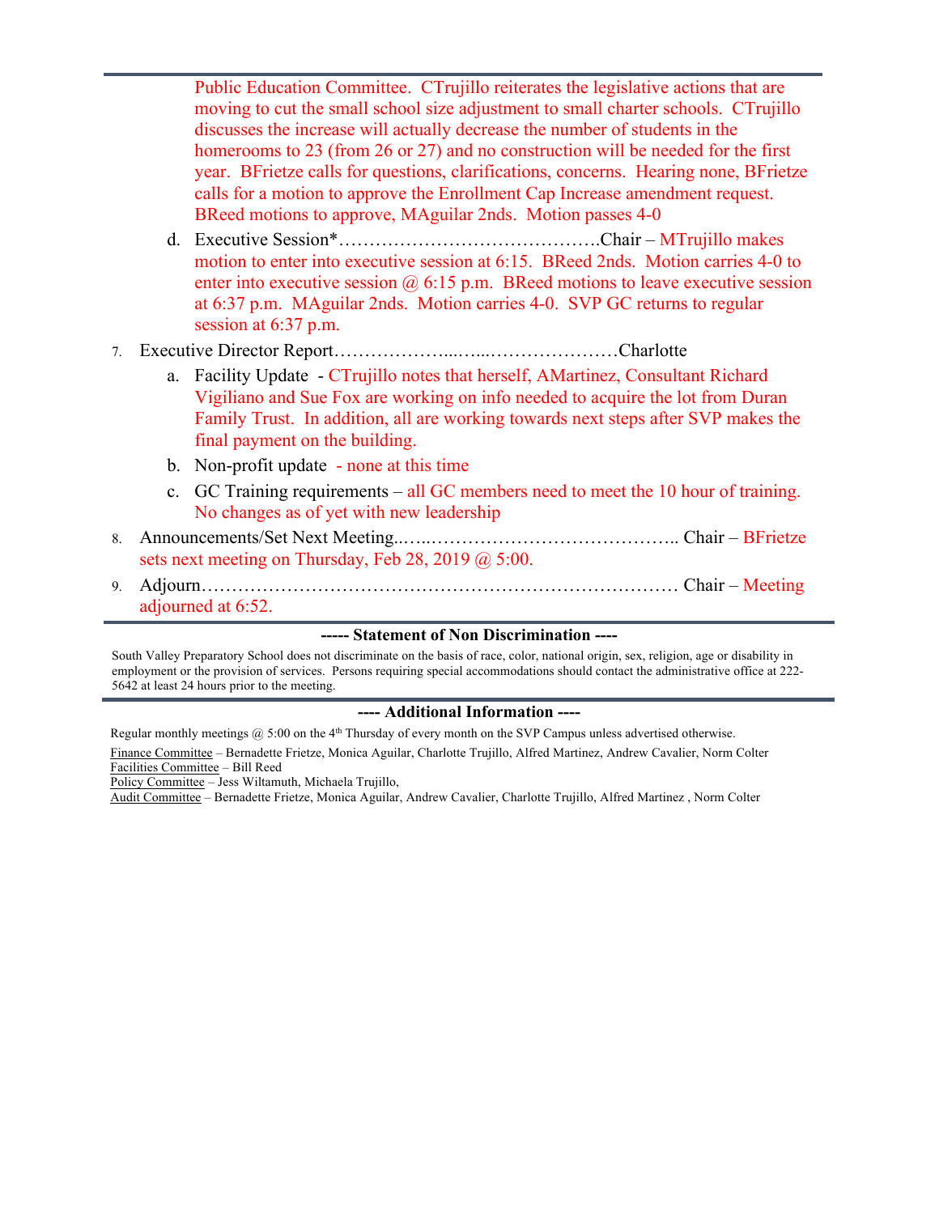Public Education Committee. CTrujillo reiterates the legislative actions that are moving to cut the small school size adjustment to small charter schools. CTrujillo discusses the increase will actually decrease the number of students in the homerooms to 23 (from 26 or 27) and no construction will be needed for the first year. BFrietze calls for questions, clarifications, concerns. Hearing none, BFrietze calls for a motion to approve the Enrollment Cap Increase amendment request. BReed motions to approve, MAguilar 2nds. Motion passes 4-0

   d. Executive Session*…………………………………….Chair – MTrujillo makes motion to enter into executive session at 6:15. BReed 2nds. Motion carries 4-0 to enter into executive session @ 6:15 p.m. BReed motions to leave executive session at 6:37 p.m. MAguilar 2nds. Motion carries 4-0. SVP GC returns to regular session at 6:37 p.m.

7. Executive Director Report………………...…...…………………Charlotte
   a. Facility Update - CTrujillo notes that herself, AMartinez, Consultant Richard Vigiliano and Sue Fox are working on info needed to acquire the lot from Duran Family Trust. In addition, all are working towards next steps after SVP makes the final payment on the building.
   b. Non-profit update - none at this time
   c. GC Training requirements – all GC members need to meet the 10 hour of training. No changes as of yet with new leadership
8. Announcements/Set Next Meeting..…..………………………………….. Chair – BFrietze sets next meeting on Thursday, Feb 28, 2019 @ 5:00.
9. Adjourn………………………………………………………………… Chair – Meeting adjourned at 6:52.

**----- Statement of Non Discrimination ----**

South Valley Preparatory School does not discriminate on the basis of race, color, national origin, sex, religion, age or disability in employment or the provision of services. Persons requiring special accommodations should contact the administrative office at 222-5642 at least 24 hours prior to the meeting.

**---- Additional Information ----**

Regular monthly meetings @ 5:00 on the 4th Thursday of every month on the SVP Campus unless advertised otherwise.

Finance Committee – Bernadette Frietze, Monica Aguilar, Charlotte Trujillo, Alfred Martinez, Andrew Cavalier, Norm Colter
Facilities Committee – Bill Reed
Policy Committee – Jess Wiltamuth, Michaela Trujillo,
Audit Committee – Bernadette Frietze, Monica Aguilar, Andrew Cavalier, Charlotte Trujillo, Alfred Martinez , Norm Colter